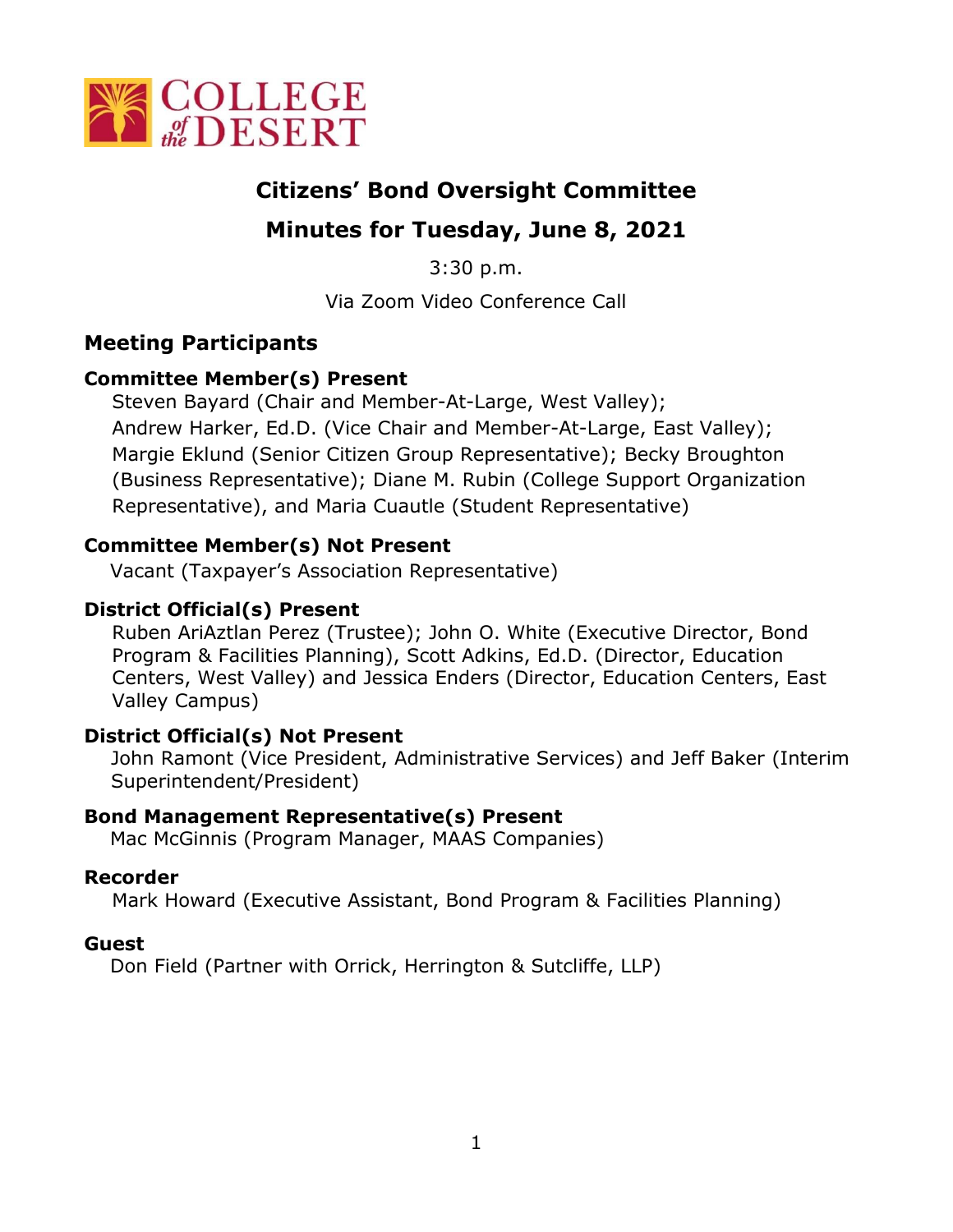# Citizens' Bond Oversight Committee

## Minutes for Tuesday, June 8, 2021

3:30 p.m.

Via Zoom Video Conference Call

## Meeting Participants

### Committee Member(s) Present

Steven Bayard (Chair and Member-At-Large, West Valley); Andrew Harker, Ed.D. (Vice Chair and Member-At-Large, East Valley); Margie Eklund (Senior Citizen Group Representative); Becky Broughton (Business Representative); Diane M. Rubin (College Support Organization Representative), and Maria Cuautle (Student Representative)

### Committee Member(s) Not Present

Vacant (Taxpayer's Association Representative)

### District Official(s) Present

Ruben AriAztlan Perez (Trustee); John O. White (Executive Director, Bond Program & Facilities Planning), Scott Adkins, Ed.D. (Director, Education Centers, West Valley) and Jessica Enders (Director, Education Centers, East Valley Campus)

### District Official(s) Not Present

John Ramont (Vice President, Administrative Services) and Jeff Baker (Interim Superintendent/President)

### Bond Management Representative(s) Present

Mac McGinnis (Program Manager, MAAS Companies)

### Recorder

Mark Howard (Executive Assistant, Bond Program & Facilities Planning)

### Guest

Don Field (Partner with Orrick, Herrington & Sutcliffe, LLP)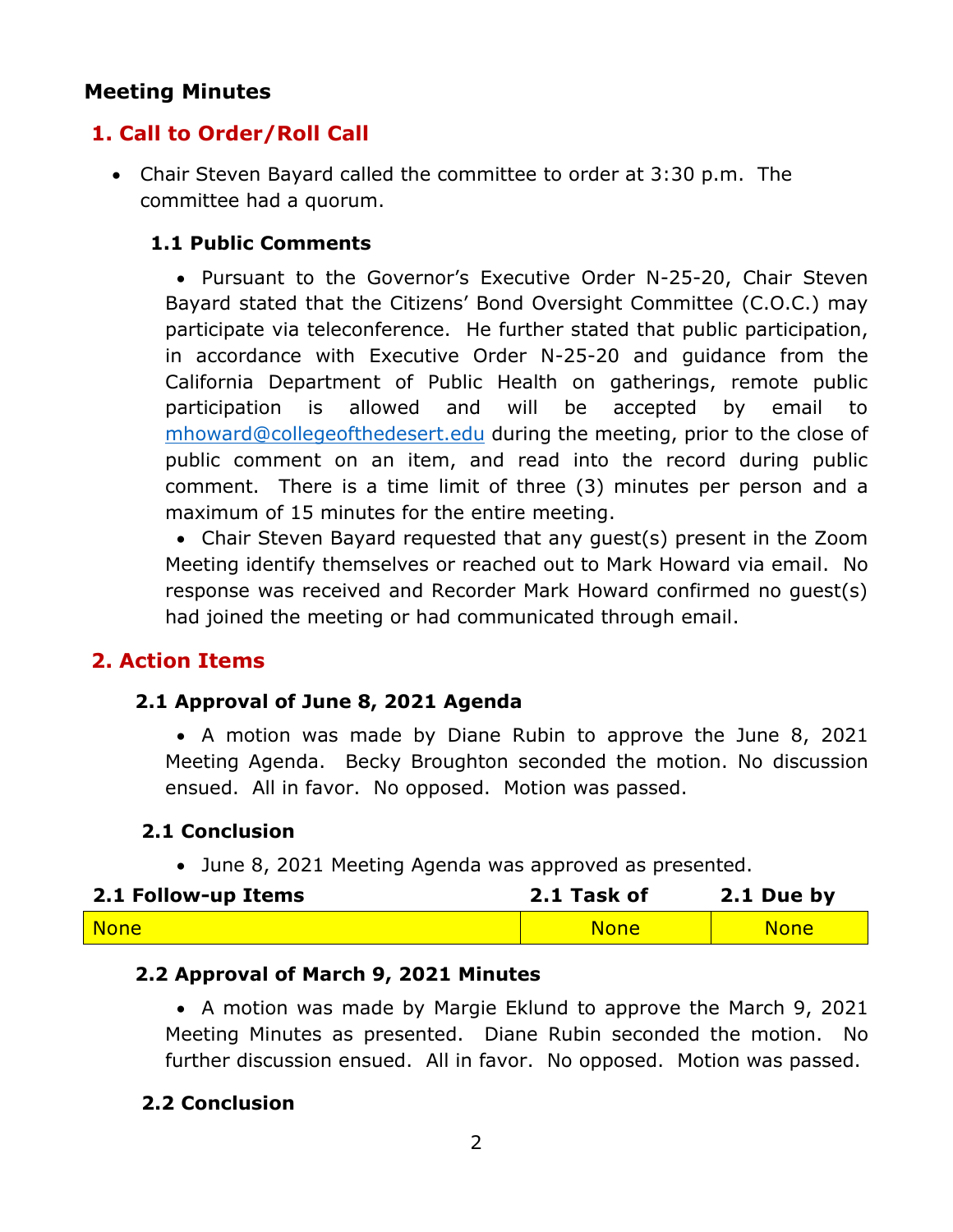## Meeting Minutes

## 1. Call to Order/Roll Call

- Chair Steven Bayard called the committee to order at 3:30 p.m. The committee had a quorum.

### 1.1 Public Comments

- Pursuant to the Governor's Executive Order N-25-20, Chair Steven Bayard stated that the Citizens' Bond Oversight Committee (C.O.C.) may participate via teleconference. He further stated that public participation, in accordance with Executive Order N-25-20 and guidance from the California Department of Public Health on gatherings, remote public participation is allowed and will be accepted by email to mhoward@collegeofthedesert.edu during the meeting, prior to the close of public comment on an item, and read into the record during public comment. There is a time limit of three (3) minutes per person and a maximum of 15 minutes for the entire meeting.
- Chair Steven Bayard requested that any guest(s) present in the Zoom Meeting identify themselves or reached out to Mark Howard via email. No response was received and Recorder Mark Howard confirmed no guest(s) had joined the meeting or had communicated through email.

## 2. Action Items

### 2.1 Approval of June 8, 2021 Agenda

- A motion was made by Diane Rubin to approve the June 8, 2021 Meeting Agenda. Becky Broughton seconded the motion. No discussion ensued. All in favor. No opposed. Motion was passed.

### 2.1 Conclusion

- June 8, 2021 Meeting Agenda was approved as presented.

| 2.1 Follow-up Items | 2.1 Task of | 2.1 Due by |
|---|---|---|
| None | None | None |

### 2.2 Approval of March 9, 2021 Minutes

- A motion was made by Margie Eklund to approve the March 9, 2021 Meeting Minutes as presented. Diane Rubin seconded the motion. No further discussion ensued. All in favor. No opposed. Motion was passed.

### 2.2 Conclusion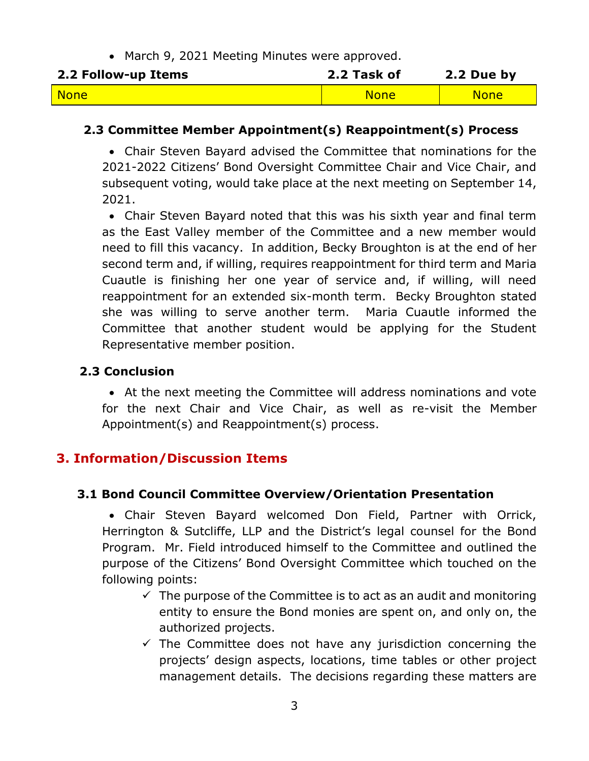- March 9, 2021 Meeting Minutes were approved.

| 2.2 Follow-up Items | 2.2 Task of | 2.2 Due by |
|---|---|---|
| None | None | None |

### 2.3 Committee Member Appointment(s) Reappointment(s) Process

- Chair Steven Bayard advised the Committee that nominations for the 2021-2022 Citizens' Bond Oversight Committee Chair and Vice Chair, and subsequent voting, would take place at the next meeting on September 14, 2021.
- Chair Steven Bayard noted that this was his sixth year and final term as the East Valley member of the Committee and a new member would need to fill this vacancy. In addition, Becky Broughton is at the end of her second term and, if willing, requires reappointment for third term and Maria Cuautle is finishing her one year of service and, if willing, will need reappointment for an extended six-month term. Becky Broughton stated she was willing to serve another term. Maria Cuautle informed the Committee that another student would be applying for the Student Representative member position.

### 2.3 Conclusion

- At the next meeting the Committee will address nominations and vote for the next Chair and Vice Chair, as well as re-visit the Member Appointment(s) and Reappointment(s) process.

## 3. Information/Discussion Items

### 3.1 Bond Council Committee Overview/Orientation Presentation

- Chair Steven Bayard welcomed Don Field, Partner with Orrick, Herrington & Sutcliffe, LLP and the District's legal counsel for the Bond Program. Mr. Field introduced himself to the Committee and outlined the purpose of the Citizens' Bond Oversight Committee which touched on the following points:
  - ✓ The purpose of the Committee is to act as an audit and monitoring entity to ensure the Bond monies are spent on, and only on, the authorized projects.
  - ✓ The Committee does not have any jurisdiction concerning the projects' design aspects, locations, time tables or other project management details. The decisions regarding these matters are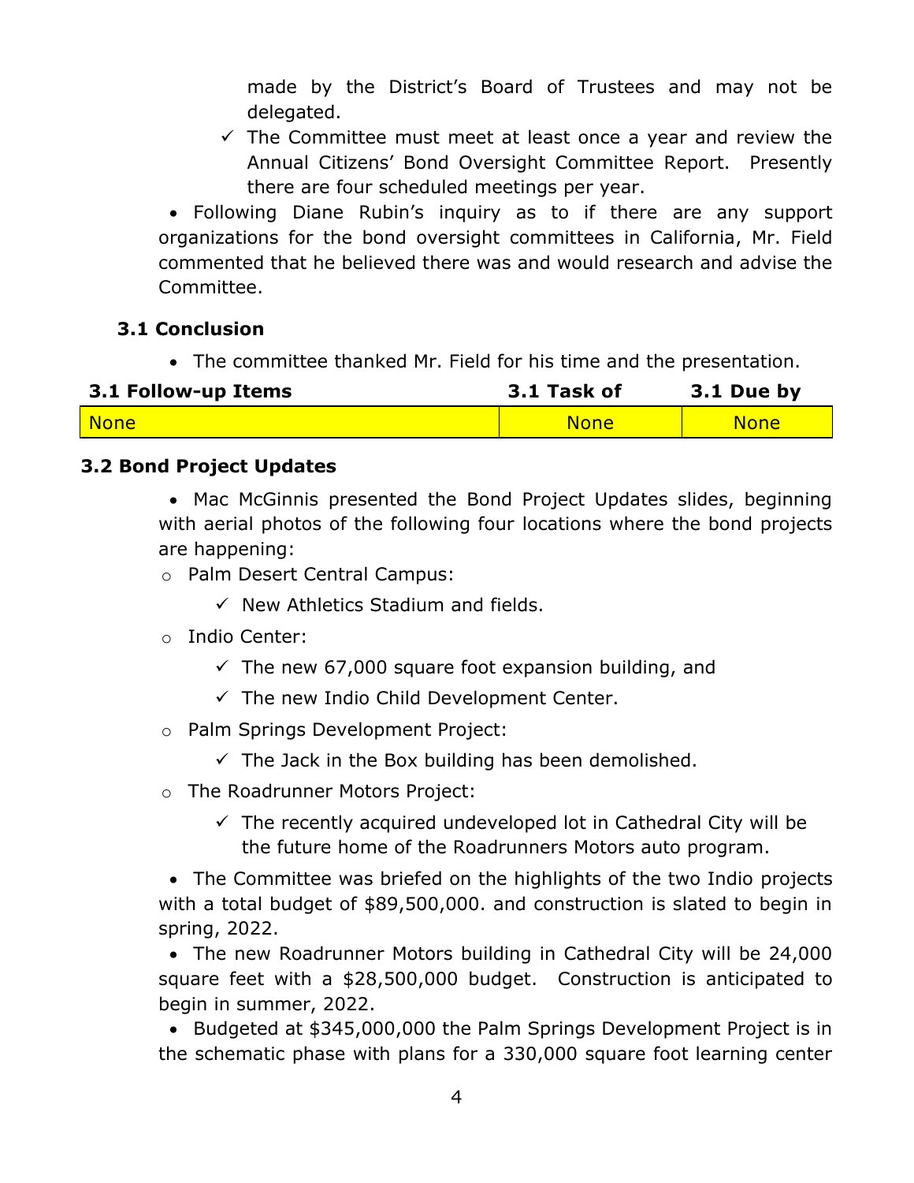made by the District's Board of Trustees and may not be delegated.

- ✓ The Committee must meet at least once a year and review the Annual Citizens' Bond Oversight Committee Report. Presently there are four scheduled meetings per year.

- Following Diane Rubin's inquiry as to if there are any support organizations for the bond oversight committees in California, Mr. Field commented that he believed there was and would research and advise the Committee.

### 3.1 Conclusion

- The committee thanked Mr. Field for his time and the presentation.

| 3.1 Follow-up Items | 3.1 Task of | 3.1 Due by |
|---|---|---|
| None | None | None |

### 3.2 Bond Project Updates

- Mac McGinnis presented the Bond Project Updates slides, beginning with aerial photos of the following four locations where the bond projects are happening:
  - Palm Desert Central Campus:
    - ✓ New Athletics Stadium and fields.
  - Indio Center:
    - ✓ The new 67,000 square foot expansion building, and
    - ✓ The new Indio Child Development Center.
  - Palm Springs Development Project:
    - ✓ The Jack in the Box building has been demolished.
  - The Roadrunner Motors Project:
    - ✓ The recently acquired undeveloped lot in Cathedral City will be the future home of the Roadrunners Motors auto program.

- The Committee was briefed on the highlights of the two Indio projects with a total budget of $89,500,000. and construction is slated to begin in spring, 2022.
- The new Roadrunner Motors building in Cathedral City will be 24,000 square feet with a $28,500,000 budget. Construction is anticipated to begin in summer, 2022.
- Budgeted at $345,000,000 the Palm Springs Development Project is in the schematic phase with plans for a 330,000 square foot learning center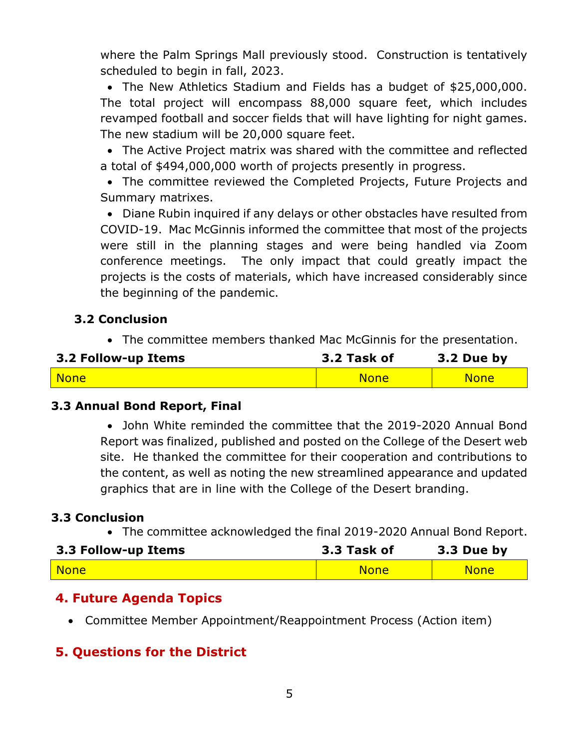where the Palm Springs Mall previously stood. Construction is tentatively scheduled to begin in fall, 2023.

- The New Athletics Stadium and Fields has a budget of $25,000,000. The total project will encompass 88,000 square feet, which includes revamped football and soccer fields that will have lighting for night games. The new stadium will be 20,000 square feet.
- The Active Project matrix was shared with the committee and reflected a total of $494,000,000 worth of projects presently in progress.
- The committee reviewed the Completed Projects, Future Projects and Summary matrixes.
- Diane Rubin inquired if any delays or other obstacles have resulted from COVID-19. Mac McGinnis informed the committee that most of the projects were still in the planning stages and were being handled via Zoom conference meetings. The only impact that could greatly impact the projects is the costs of materials, which have increased considerably since the beginning of the pandemic.

### 3.2 Conclusion

- The committee members thanked Mac McGinnis for the presentation.

| 3.2 Follow-up Items | 3.2 Task of | 3.2 Due by |
|---|---|---|
| None | None | None |

### 3.3 Annual Bond Report, Final

- John White reminded the committee that the 2019-2020 Annual Bond Report was finalized, published and posted on the College of the Desert web site. He thanked the committee for their cooperation and contributions to the content, as well as noting the new streamlined appearance and updated graphics that are in line with the College of the Desert branding.

### 3.3 Conclusion

- The committee acknowledged the final 2019-2020 Annual Bond Report.

| 3.3 Follow-up Items | 3.3 Task of | 3.3 Due by |
|---|---|---|
| None | None | None |

## 4. Future Agenda Topics

- Committee Member Appointment/Reappointment Process (Action item)

## 5. Questions for the District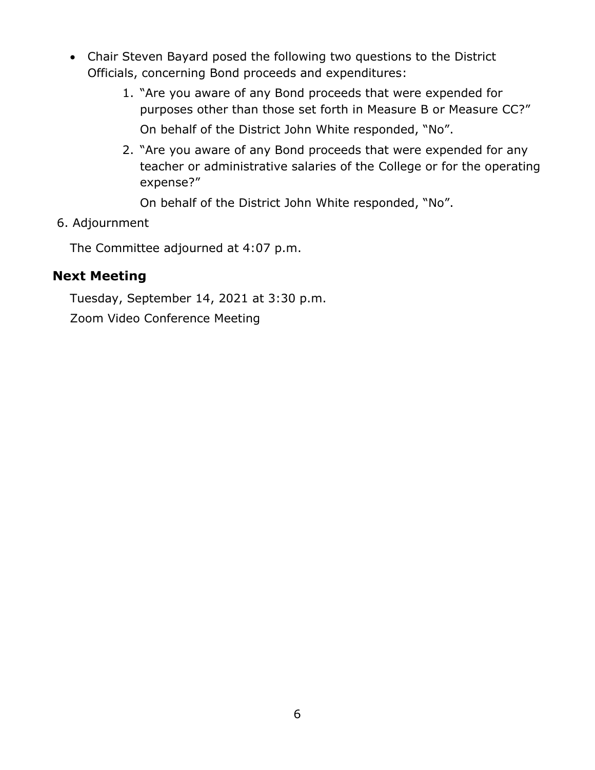- Chair Steven Bayard posed the following two questions to the District Officials, concerning Bond proceeds and expenditures:
    1. "Are you aware of any Bond proceeds that were expended for purposes other than those set forth in Measure B or Measure CC?"

       On behalf of the District John White responded, "No".
    2. "Are you aware of any Bond proceeds that were expended for any teacher or administrative salaries of the College or for the operating expense?"

       On behalf of the District John White responded, "No".

6. Adjournment

The Committee adjourned at 4:07 p.m.

## Next Meeting

Tuesday, September 14, 2021 at 3:30 p.m.

Zoom Video Conference Meeting